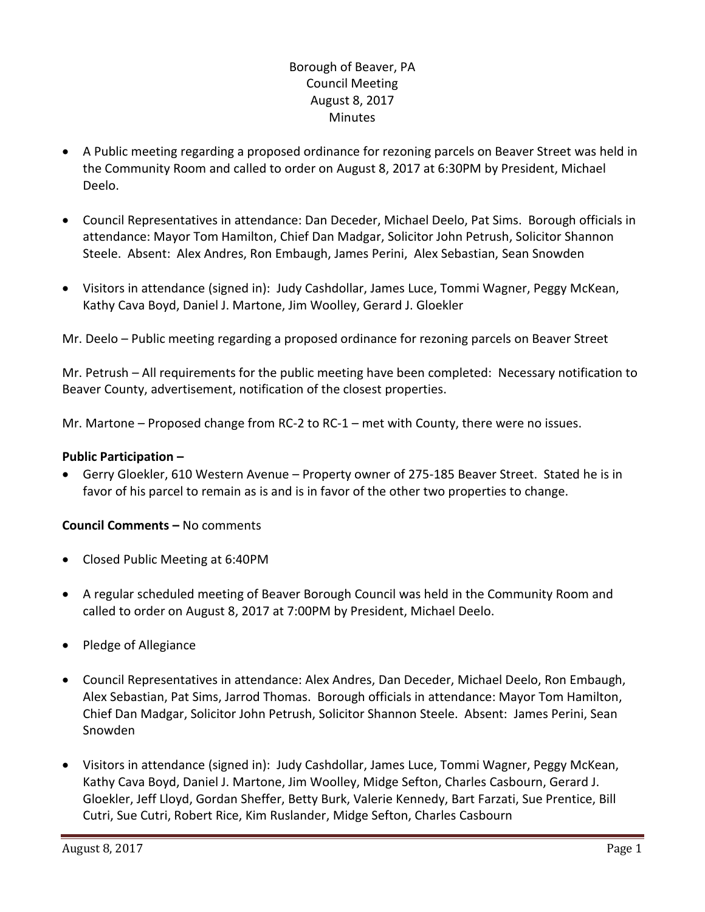Borough of Beaver, PA
Council Meeting
August 8, 2017
Minutes

- A Public meeting regarding a proposed ordinance for rezoning parcels on Beaver Street was held in the Community Room and called to order on August 8, 2017 at 6:30PM by President, Michael Deelo.

- Council Representatives in attendance: Dan Deceder, Michael Deelo, Pat Sims. Borough officials in attendance: Mayor Tom Hamilton, Chief Dan Madgar, Solicitor John Petrush, Solicitor Shannon Steele. Absent: Alex Andres, Ron Embaugh, James Perini, Alex Sebastian, Sean Snowden

- Visitors in attendance (signed in): Judy Cashdollar, James Luce, Tommi Wagner, Peggy McKean, Kathy Cava Boyd, Daniel J. Martone, Jim Woolley, Gerard J. Gloekler

Mr. Deelo – Public meeting regarding a proposed ordinance for rezoning parcels on Beaver Street

Mr. Petrush – All requirements for the public meeting have been completed: Necessary notification to Beaver County, advertisement, notification of the closest properties.

Mr. Martone – Proposed change from RC-2 to RC-1 – met with County, there were no issues.

**Public Participation –**

- Gerry Gloekler, 610 Western Avenue – Property owner of 275-185 Beaver Street. Stated he is in favor of his parcel to remain as is and is in favor of the other two properties to change.

**Council Comments –** No comments

- Closed Public Meeting at 6:40PM

- A regular scheduled meeting of Beaver Borough Council was held in the Community Room and called to order on August 8, 2017 at 7:00PM by President, Michael Deelo.

- Pledge of Allegiance

- Council Representatives in attendance: Alex Andres, Dan Deceder, Michael Deelo, Ron Embaugh, Alex Sebastian, Pat Sims, Jarrod Thomas. Borough officials in attendance: Mayor Tom Hamilton, Chief Dan Madgar, Solicitor John Petrush, Solicitor Shannon Steele. Absent: James Perini, Sean Snowden

- Visitors in attendance (signed in): Judy Cashdollar, James Luce, Tommi Wagner, Peggy McKean, Kathy Cava Boyd, Daniel J. Martone, Jim Woolley, Midge Sefton, Charles Casbourn, Gerard J. Gloekler, Jeff Lloyd, Gordan Sheffer, Betty Burk, Valerie Kennedy, Bart Farzati, Sue Prentice, Bill Cutri, Sue Cutri, Robert Rice, Kim Ruslander, Midge Sefton, Charles Casbourn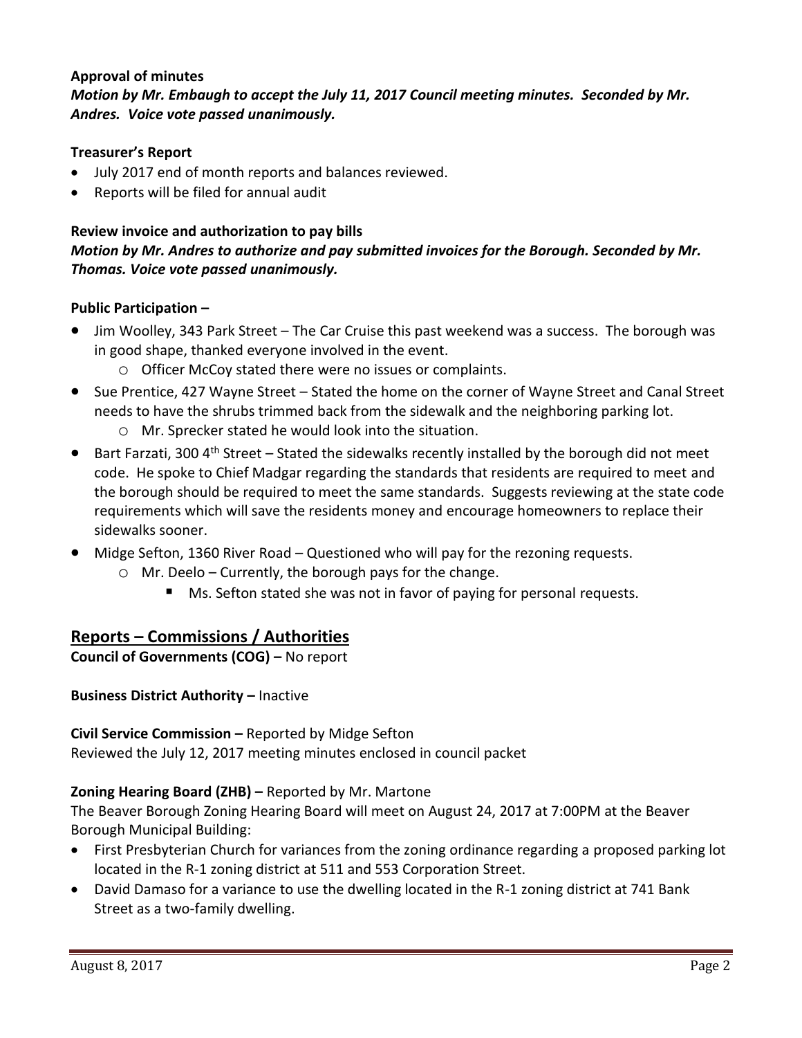**Approval of minutes**

***Motion by Mr. Embaugh to accept the July 11, 2017 Council meeting minutes. Seconded by Mr. Andres. Voice vote passed unanimously.***

**Treasurer's Report**

- July 2017 end of month reports and balances reviewed.
- Reports will be filed for annual audit

**Review invoice and authorization to pay bills**

***Motion by Mr. Andres to authorize and pay submitted invoices for the Borough. Seconded by Mr. Thomas. Voice vote passed unanimously.***

**Public Participation –**

- Jim Woolley, 343 Park Street – The Car Cruise this past weekend was a success. The borough was in good shape, thanked everyone involved in the event.
  - Officer McCoy stated there were no issues or complaints.
- Sue Prentice, 427 Wayne Street – Stated the home on the corner of Wayne Street and Canal Street needs to have the shrubs trimmed back from the sidewalk and the neighboring parking lot.
  - Mr. Sprecker stated he would look into the situation.
- Bart Farzati, 300 4th Street – Stated the sidewalks recently installed by the borough did not meet code. He spoke to Chief Madgar regarding the standards that residents are required to meet and the borough should be required to meet the same standards. Suggests reviewing at the state code requirements which will save the residents money and encourage homeowners to replace their sidewalks sooner.
- Midge Sefton, 1360 River Road – Questioned who will pay for the rezoning requests.
  - Mr. Deelo – Currently, the borough pays for the change.
    - Ms. Sefton stated she was not in favor of paying for personal requests.

## Reports – Commissions / Authorities

**Council of Governments (COG) –** No report

**Business District Authority –** Inactive

**Civil Service Commission –** Reported by Midge Sefton
Reviewed the July 12, 2017 meeting minutes enclosed in council packet

**Zoning Hearing Board (ZHB) –** Reported by Mr. Martone
The Beaver Borough Zoning Hearing Board will meet on August 24, 2017 at 7:00PM at the Beaver Borough Municipal Building:

- First Presbyterian Church for variances from the zoning ordinance regarding a proposed parking lot located in the R-1 zoning district at 511 and 553 Corporation Street.
- David Damaso for a variance to use the dwelling located in the R-1 zoning district at 741 Bank Street as a two-family dwelling.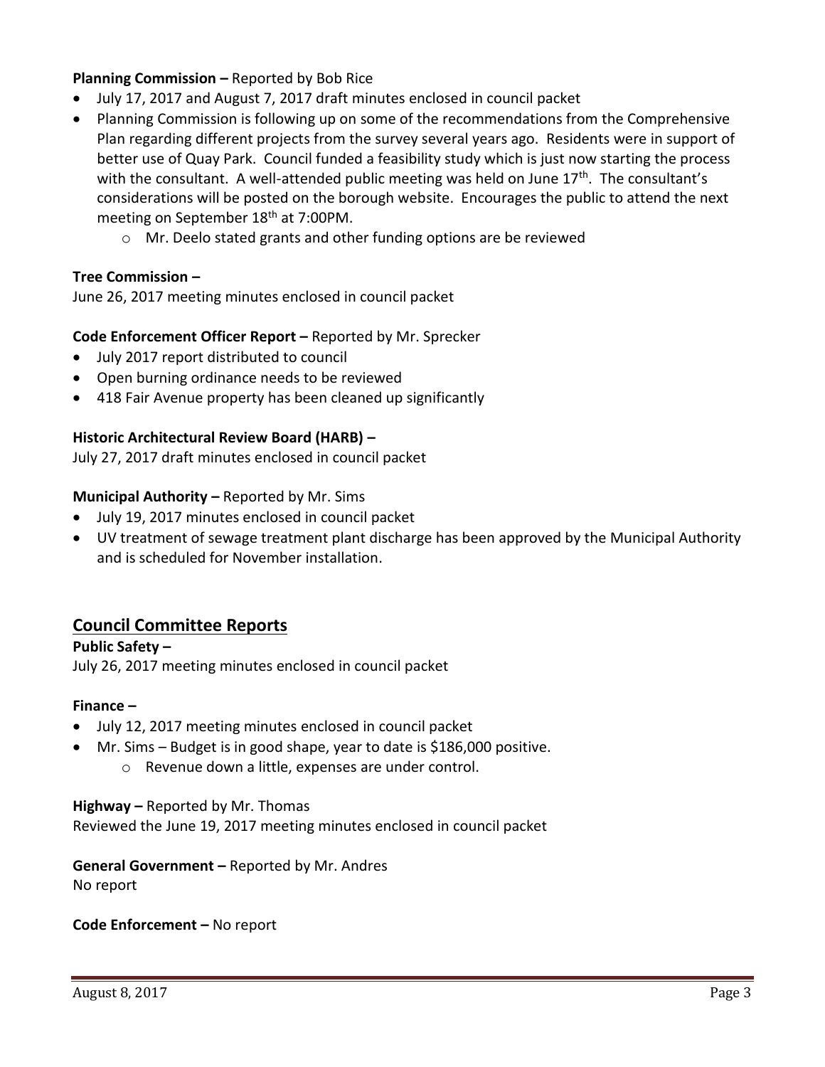**Planning Commission –** Reported by Bob Rice

- July 17, 2017 and August 7, 2017 draft minutes enclosed in council packet
- Planning Commission is following up on some of the recommendations from the Comprehensive Plan regarding different projects from the survey several years ago. Residents were in support of better use of Quay Park. Council funded a feasibility study which is just now starting the process with the consultant. A well-attended public meeting was held on June 17th. The consultant's considerations will be posted on the borough website. Encourages the public to attend the next meeting on September 18th at 7:00PM.
    - Mr. Deelo stated grants and other funding options are be reviewed

**Tree Commission –**

June 26, 2017 meeting minutes enclosed in council packet

**Code Enforcement Officer Report –** Reported by Mr. Sprecker

- July 2017 report distributed to council
- Open burning ordinance needs to be reviewed
- 418 Fair Avenue property has been cleaned up significantly

**Historic Architectural Review Board (HARB) –**

July 27, 2017 draft minutes enclosed in council packet

**Municipal Authority –** Reported by Mr. Sims

- July 19, 2017 minutes enclosed in council packet
- UV treatment of sewage treatment plant discharge has been approved by the Municipal Authority and is scheduled for November installation.

## Council Committee Reports

**Public Safety –**

July 26, 2017 meeting minutes enclosed in council packet

**Finance –**

- July 12, 2017 meeting minutes enclosed in council packet
- Mr. Sims – Budget is in good shape, year to date is $186,000 positive.
    - Revenue down a little, expenses are under control.

**Highway –** Reported by Mr. Thomas

Reviewed the June 19, 2017 meeting minutes enclosed in council packet

**General Government –** Reported by Mr. Andres

No report

**Code Enforcement –** No report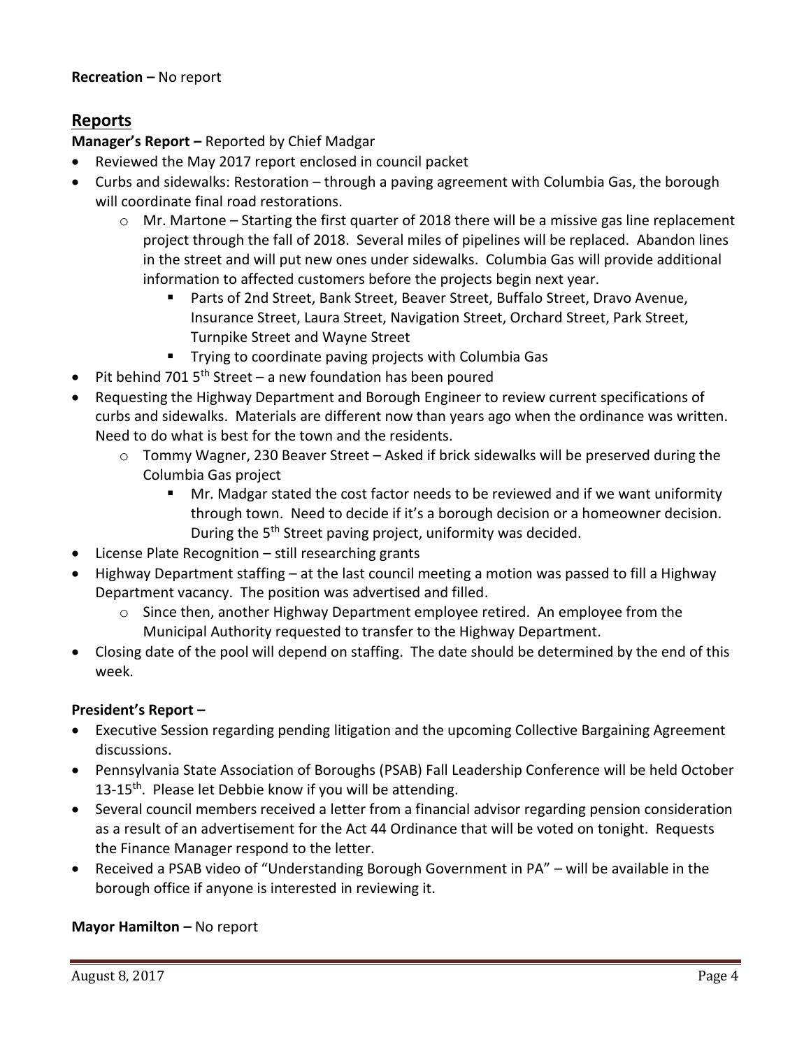**Recreation –** No report

## Reports

**Manager's Report –** Reported by Chief Madgar

- Reviewed the May 2017 report enclosed in council packet
- Curbs and sidewalks: Restoration – through a paving agreement with Columbia Gas, the borough will coordinate final road restorations.
  - Mr. Martone – Starting the first quarter of 2018 there will be a missive gas line replacement project through the fall of 2018. Several miles of pipelines will be replaced. Abandon lines in the street and will put new ones under sidewalks. Columbia Gas will provide additional information to affected customers before the projects begin next year.
    - Parts of 2nd Street, Bank Street, Beaver Street, Buffalo Street, Dravo Avenue, Insurance Street, Laura Street, Navigation Street, Orchard Street, Park Street, Turnpike Street and Wayne Street
    - Trying to coordinate paving projects with Columbia Gas
- Pit behind 701 5th Street – a new foundation has been poured
- Requesting the Highway Department and Borough Engineer to review current specifications of curbs and sidewalks. Materials are different now than years ago when the ordinance was written. Need to do what is best for the town and the residents.
  - Tommy Wagner, 230 Beaver Street – Asked if brick sidewalks will be preserved during the Columbia Gas project
    - Mr. Madgar stated the cost factor needs to be reviewed and if we want uniformity through town. Need to decide if it's a borough decision or a homeowner decision. During the 5th Street paving project, uniformity was decided.
- License Plate Recognition – still researching grants
- Highway Department staffing – at the last council meeting a motion was passed to fill a Highway Department vacancy. The position was advertised and filled.
  - Since then, another Highway Department employee retired. An employee from the Municipal Authority requested to transfer to the Highway Department.
- Closing date of the pool will depend on staffing. The date should be determined by the end of this week.

**President's Report –**

- Executive Session regarding pending litigation and the upcoming Collective Bargaining Agreement discussions.
- Pennsylvania State Association of Boroughs (PSAB) Fall Leadership Conference will be held October 13-15th. Please let Debbie know if you will be attending.
- Several council members received a letter from a financial advisor regarding pension consideration as a result of an advertisement for the Act 44 Ordinance that will be voted on tonight. Requests the Finance Manager respond to the letter.
- Received a PSAB video of "Understanding Borough Government in PA" – will be available in the borough office if anyone is interested in reviewing it.

**Mayor Hamilton –** No report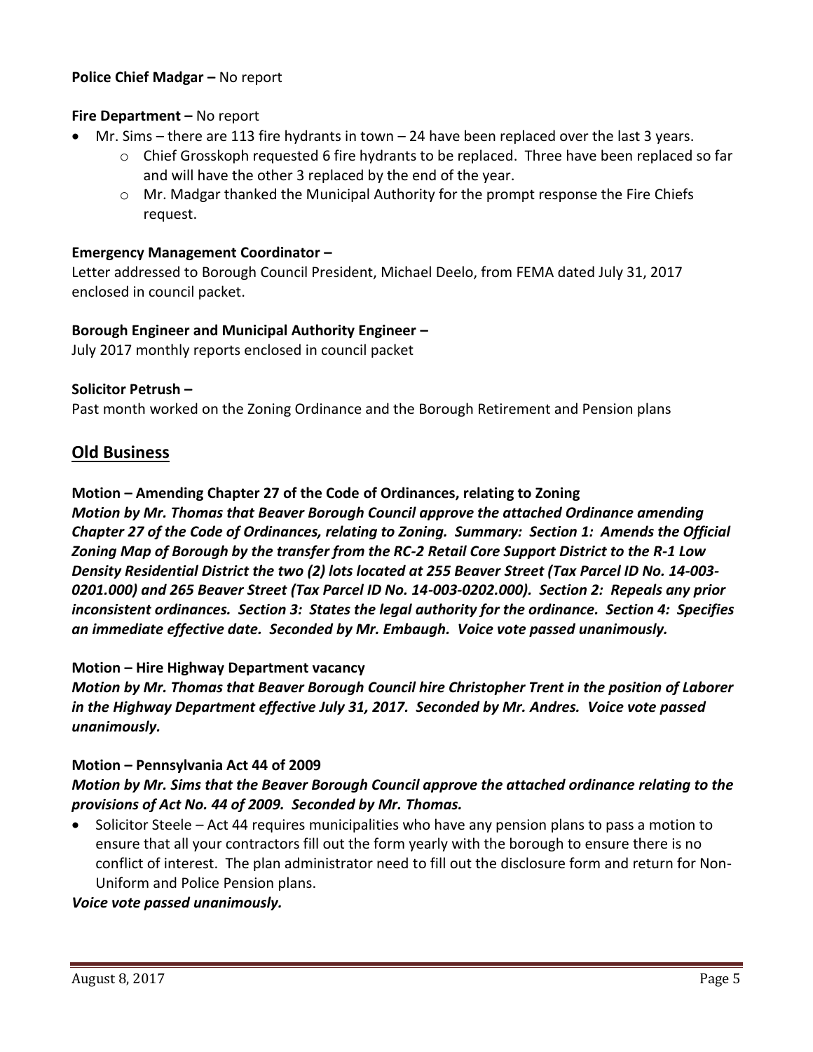**Police Chief Madgar –** No report

**Fire Department –** No report

- Mr. Sims – there are 113 fire hydrants in town – 24 have been replaced over the last 3 years.
  - Chief Grosskoph requested 6 fire hydrants to be replaced. Three have been replaced so far and will have the other 3 replaced by the end of the year.
  - Mr. Madgar thanked the Municipal Authority for the prompt response the Fire Chiefs request.

**Emergency Management Coordinator –**

Letter addressed to Borough Council President, Michael Deelo, from FEMA dated July 31, 2017 enclosed in council packet.

**Borough Engineer and Municipal Authority Engineer –**

July 2017 monthly reports enclosed in council packet

**Solicitor Petrush –**

Past month worked on the Zoning Ordinance and the Borough Retirement and Pension plans

## Old Business

**Motion – Amending Chapter 27 of the Code of Ordinances, relating to Zoning**

***Motion by Mr. Thomas that Beaver Borough Council approve the attached Ordinance amending Chapter 27 of the Code of Ordinances, relating to Zoning. Summary: Section 1: Amends the Official Zoning Map of Borough by the transfer from the RC-2 Retail Core Support District to the R-1 Low Density Residential District the two (2) lots located at 255 Beaver Street (Tax Parcel ID No. 14-003-0201.000) and 265 Beaver Street (Tax Parcel ID No. 14-003-0202.000). Section 2: Repeals any prior inconsistent ordinances. Section 3: States the legal authority for the ordinance. Section 4: Specifies an immediate effective date. Seconded by Mr. Embaugh. Voice vote passed unanimously.***

**Motion – Hire Highway Department vacancy**

***Motion by Mr. Thomas that Beaver Borough Council hire Christopher Trent in the position of Laborer in the Highway Department effective July 31, 2017. Seconded by Mr. Andres. Voice vote passed unanimously.***

**Motion – Pennsylvania Act 44 of 2009**

***Motion by Mr. Sims that the Beaver Borough Council approve the attached ordinance relating to the provisions of Act No. 44 of 2009. Seconded by Mr. Thomas.***

- Solicitor Steele – Act 44 requires municipalities who have any pension plans to pass a motion to ensure that all your contractors fill out the form yearly with the borough to ensure there is no conflict of interest. The plan administrator need to fill out the disclosure form and return for Non-Uniform and Police Pension plans.

***Voice vote passed unanimously.***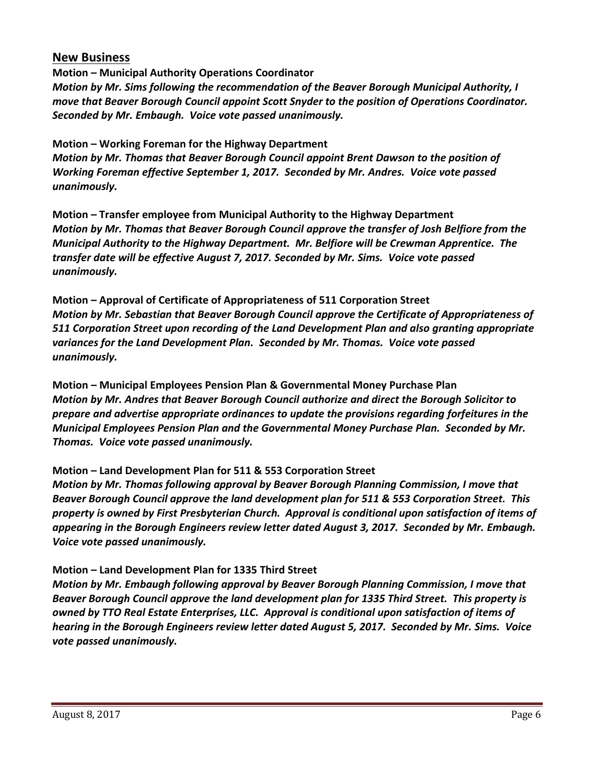## New Business

**Motion – Municipal Authority Operations Coordinator**

***Motion by Mr. Sims following the recommendation of the Beaver Borough Municipal Authority, I move that Beaver Borough Council appoint Scott Snyder to the position of Operations Coordinator. Seconded by Mr. Embaugh. Voice vote passed unanimously.***

**Motion – Working Foreman for the Highway Department**

***Motion by Mr. Thomas that Beaver Borough Council appoint Brent Dawson to the position of Working Foreman effective September 1, 2017. Seconded by Mr. Andres. Voice vote passed unanimously.***

**Motion – Transfer employee from Municipal Authority to the Highway Department**

***Motion by Mr. Thomas that Beaver Borough Council approve the transfer of Josh Belfiore from the Municipal Authority to the Highway Department. Mr. Belfiore will be Crewman Apprentice. The transfer date will be effective August 7, 2017. Seconded by Mr. Sims. Voice vote passed unanimously.***

**Motion – Approval of Certificate of Appropriateness of 511 Corporation Street**

***Motion by Mr. Sebastian that Beaver Borough Council approve the Certificate of Appropriateness of 511 Corporation Street upon recording of the Land Development Plan and also granting appropriate variances for the Land Development Plan. Seconded by Mr. Thomas. Voice vote passed unanimously.***

**Motion – Municipal Employees Pension Plan & Governmental Money Purchase Plan**

***Motion by Mr. Andres that Beaver Borough Council authorize and direct the Borough Solicitor to prepare and advertise appropriate ordinances to update the provisions regarding forfeitures in the Municipal Employees Pension Plan and the Governmental Money Purchase Plan. Seconded by Mr. Thomas. Voice vote passed unanimously.***

**Motion – Land Development Plan for 511 & 553 Corporation Street**

***Motion by Mr. Thomas following approval by Beaver Borough Planning Commission, I move that Beaver Borough Council approve the land development plan for 511 & 553 Corporation Street. This property is owned by First Presbyterian Church. Approval is conditional upon satisfaction of items of appearing in the Borough Engineers review letter dated August 3, 2017. Seconded by Mr. Embaugh. Voice vote passed unanimously.***

**Motion – Land Development Plan for 1335 Third Street**

***Motion by Mr. Embaugh following approval by Beaver Borough Planning Commission, I move that Beaver Borough Council approve the land development plan for 1335 Third Street. This property is owned by TTO Real Estate Enterprises, LLC. Approval is conditional upon satisfaction of items of hearing in the Borough Engineers review letter dated August 5, 2017. Seconded by Mr. Sims. Voice vote passed unanimously.***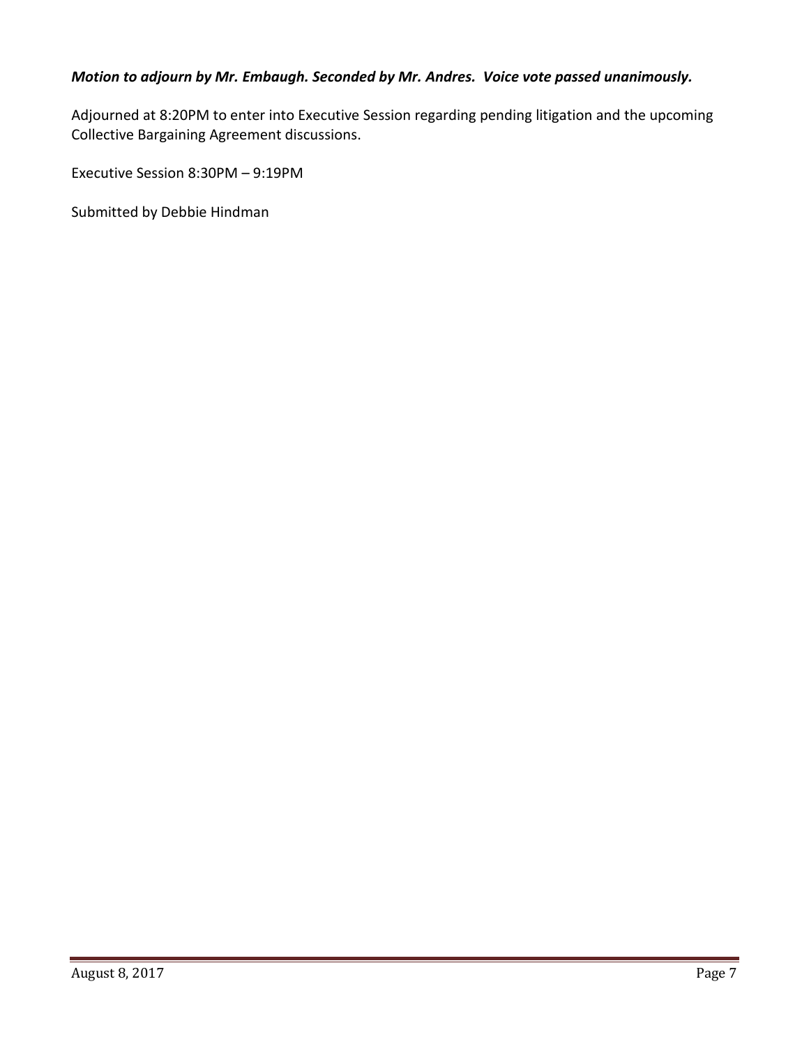***Motion to adjourn by Mr. Embaugh. Seconded by Mr. Andres. Voice vote passed unanimously.***

Adjourned at 8:20PM to enter into Executive Session regarding pending litigation and the upcoming Collective Bargaining Agreement discussions.

Executive Session 8:30PM – 9:19PM

Submitted by Debbie Hindman